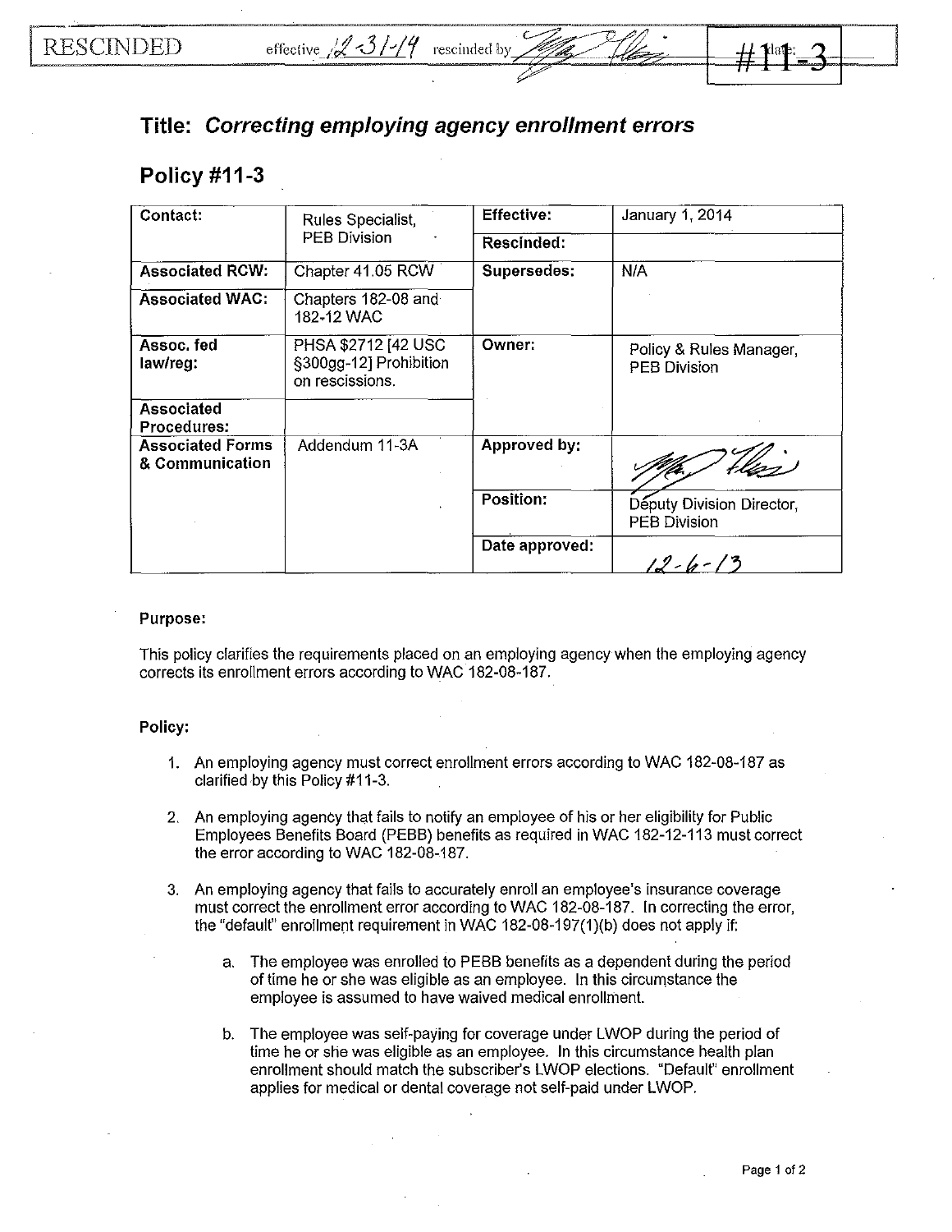RESCINDED effective 12-31-14 rescinded by [signature] date: #11-3

## Title: *Correcting employing agency enrollment errors*

## Policy #11-3

| Contact: | Rules Specialist, PEB Division | Effective: | January 1, 2014 |
|---|---|---|---|
| | | Rescinded: | |
| Associated RCW: | Chapter 41.05 RCW | Supersedes: | N/A |
| Associated WAC: | Chapters 182-08 and 182-12 WAC | | |
| Assoc. fed law/reg: | PHSA $2712 [42 USC §300gg-12] Prohibition on rescissions. | Owner: | Policy & Rules Manager, PEB Division |
| Associated Procedures: | | | |
| Associated Forms & Communication | Addendum 11-3A | Approved by: | [signature] |
| | | Position: | Deputy Division Director, PEB Division |
| | | Date approved: | 12-6-13 |

**Purpose:**

This policy clarifies the requirements placed on an employing agency when the employing agency corrects its enrollment errors according to WAC 182-08-187.

**Policy:**

1. An employing agency must correct enrollment errors according to WAC 182-08-187 as clarified by this Policy #11-3.

2. An employing agency that fails to notify an employee of his or her eligibility for Public Employees Benefits Board (PEBB) benefits as required in WAC 182-12-113 must correct the error according to WAC 182-08-187.

3. An employing agency that fails to accurately enroll an employee's insurance coverage must correct the enrollment error according to WAC 182-08-187. In correcting the error, the "default" enrollment requirement in WAC 182-08-197(1)(b) does not apply if:

   a. The employee was enrolled to PEBB benefits as a dependent during the period of time he or she was eligible as an employee. In this circumstance the employee is assumed to have waived medical enrollment.

   b. The employee was self-paying for coverage under LWOP during the period of time he or she was eligible as an employee. In this circumstance health plan enrollment should match the subscriber's LWOP elections. "Default" enrollment applies for medical or dental coverage not self-paid under LWOP.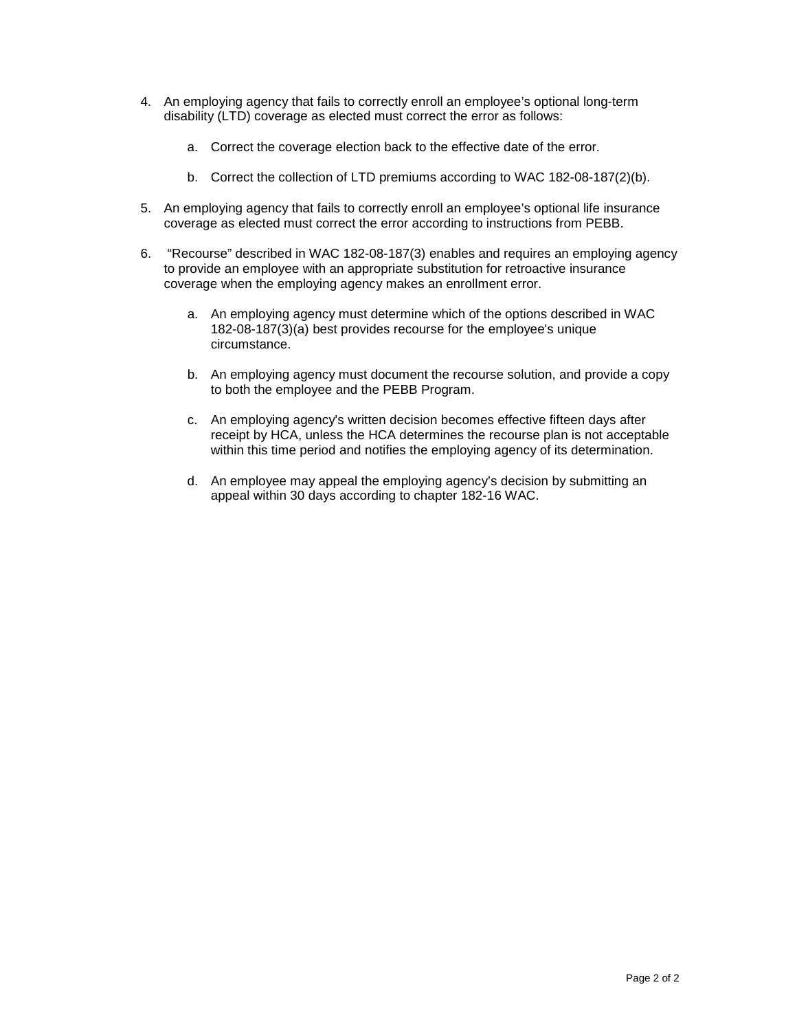4. An employing agency that fails to correctly enroll an employee's optional long-term disability (LTD) coverage as elected must correct the error as follows:

    a. Correct the coverage election back to the effective date of the error.

    b. Correct the collection of LTD premiums according to WAC 182-08-187(2)(b).

5. An employing agency that fails to correctly enroll an employee's optional life insurance coverage as elected must correct the error according to instructions from PEBB.

6. "Recourse" described in WAC 182-08-187(3) enables and requires an employing agency to provide an employee with an appropriate substitution for retroactive insurance coverage when the employing agency makes an enrollment error.

    a. An employing agency must determine which of the options described in WAC 182-08-187(3)(a) best provides recourse for the employee's unique circumstance.

    b. An employing agency must document the recourse solution, and provide a copy to both the employee and the PEBB Program.

    c. An employing agency's written decision becomes effective fifteen days after receipt by HCA, unless the HCA determines the recourse plan is not acceptable within this time period and notifies the employing agency of its determination.

    d. An employee may appeal the employing agency's decision by submitting an appeal within 30 days according to chapter 182-16 WAC.